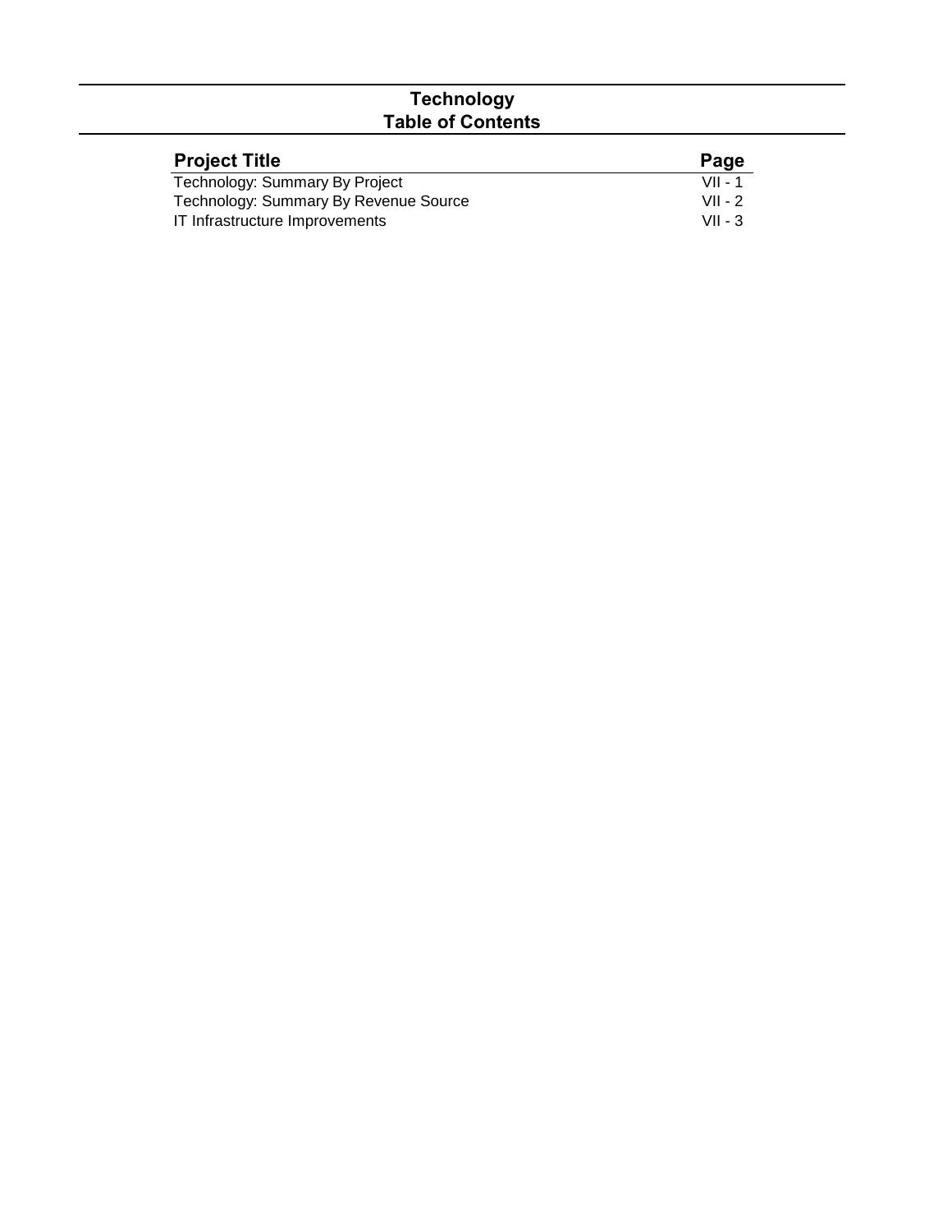# Technology
## Table of Contents

| Project Title | Page |
| --- | --- |
| Technology: Summary By Project | VII - 1 |
| Technology: Summary By Revenue Source | VII - 2 |
| IT Infrastructure Improvements | VII - 3 |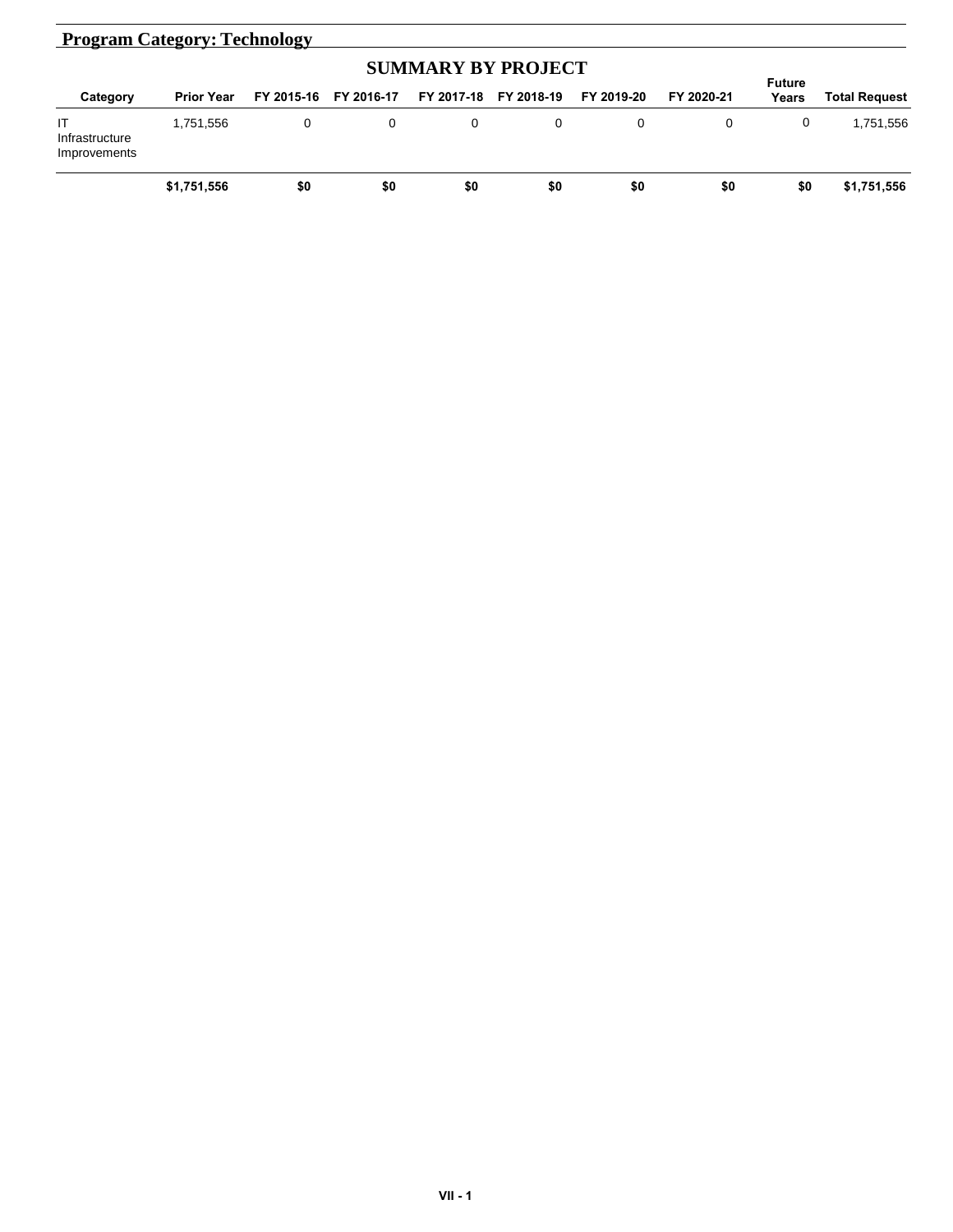## Program Category: Technology

### SUMMARY BY PROJECT

| Category | Prior Year | FY 2015-16 | FY 2016-17 | FY 2017-18 | FY 2018-19 | FY 2019-20 | FY 2020-21 | Future Years | Total Request |
|---|---|---|---|---|---|---|---|---|---|
| IT Infrastructure Improvements | 1,751,556 | 0 | 0 | 0 | 0 | 0 | 0 | 0 | 1,751,556 |
| | **$1,751,556** | **$0** | **$0** | **$0** | **$0** | **$0** | **$0** | **$0** | **$1,751,556** |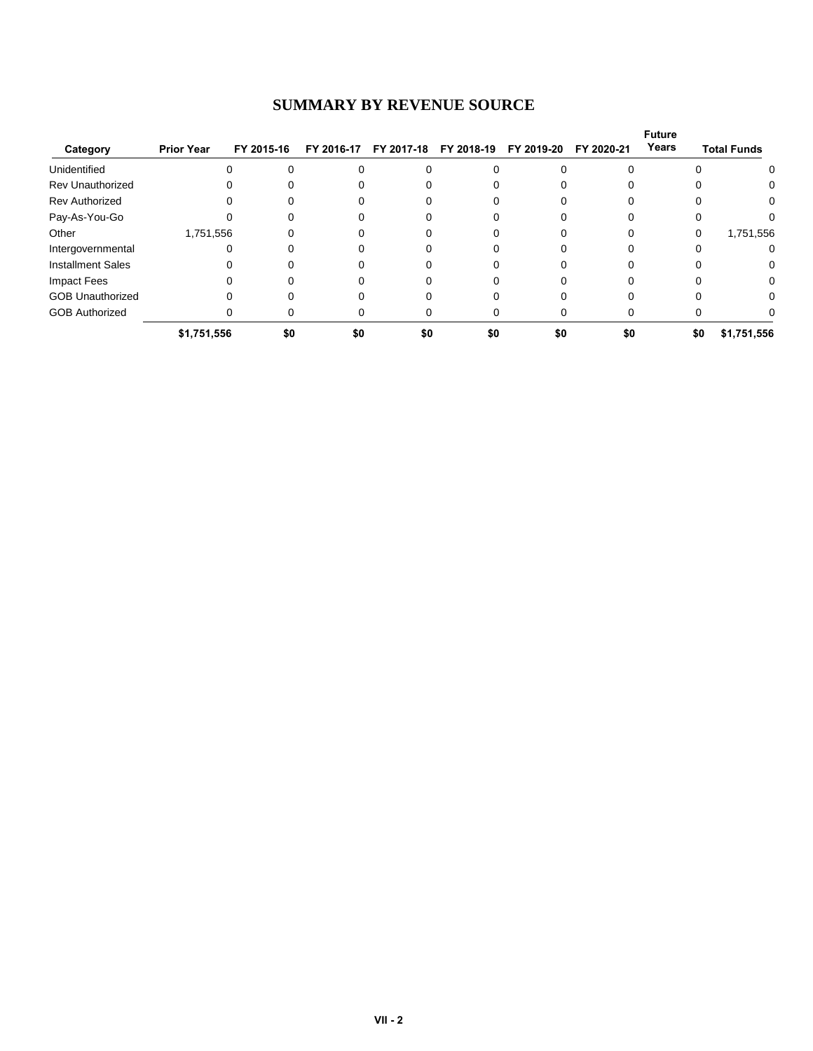## SUMMARY BY REVENUE SOURCE

| Category | Prior Year | FY 2015-16 | FY 2016-17 | FY 2017-18 | FY 2018-19 | FY 2019-20 | FY 2020-21 | Future Years | Total Funds |
|---|---|---|---|---|---|---|---|---|---|
| Unidentified | 0 | 0 | 0 | 0 | 0 | 0 | 0 | 0 | 0 |
| Rev Unauthorized | 0 | 0 | 0 | 0 | 0 | 0 | 0 | 0 | 0 |
| Rev Authorized | 0 | 0 | 0 | 0 | 0 | 0 | 0 | 0 | 0 |
| Pay-As-You-Go | 0 | 0 | 0 | 0 | 0 | 0 | 0 | 0 | 0 |
| Other | 1,751,556 | 0 | 0 | 0 | 0 | 0 | 0 | 0 | 1,751,556 |
| Intergovernmental | 0 | 0 | 0 | 0 | 0 | 0 | 0 | 0 | 0 |
| Installment Sales | 0 | 0 | 0 | 0 | 0 | 0 | 0 | 0 | 0 |
| Impact Fees | 0 | 0 | 0 | 0 | 0 | 0 | 0 | 0 | 0 |
| GOB Unauthorized | 0 | 0 | 0 | 0 | 0 | 0 | 0 | 0 | 0 |
| GOB Authorized | 0 | 0 | 0 | 0 | 0 | 0 | 0 | 0 | 0 |
| | **$1,751,556** | **$0** | **$0** | **$0** | **$0** | **$0** | **$0** | **$0** | **$1,751,556** |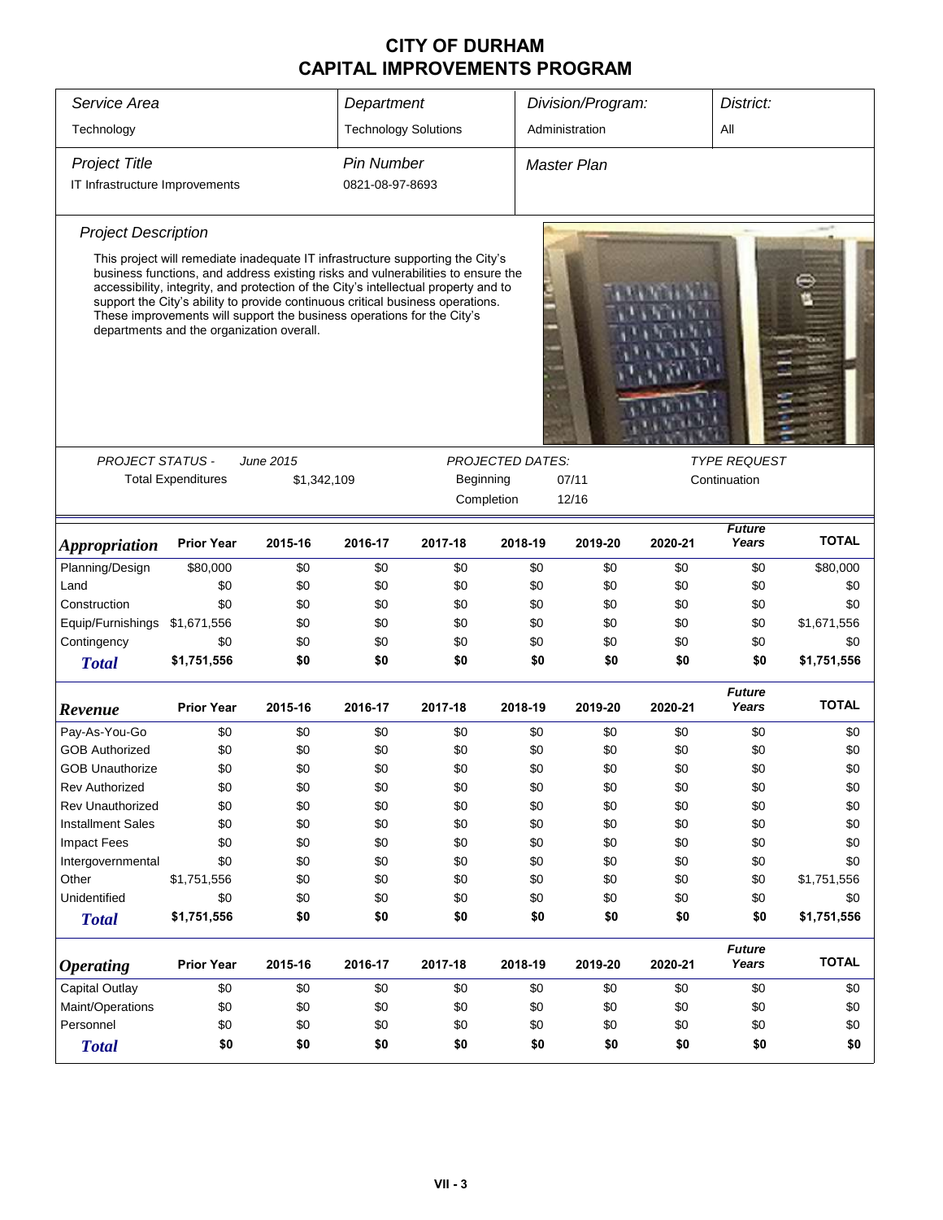# CITY OF DURHAM
# CAPITAL IMPROVEMENTS PROGRAM

| *Service Area* | *Department* | *Division/Program:* | *District:* |
|---|---|---|---|
| Technology | Technology Solutions | Administration | All |

| *Project Title* | *Pin Number* | *Master Plan* |
|---|---|---|
| IT Infrastructure Improvements | 0821-08-97-8693 | |

### *Project Description*

This project will remediate inadequate IT infrastructure supporting the City's business functions, and address existing risks and vulnerabilities to ensure the accessibility, integrity, and protection of the City's intellectual property and to support the City's ability to provide continuous critical business operations. These improvements will support the business operations for the City's departments and the organization overall.

| *PROJECT STATUS -* | *June 2015* | *PROJECTED DATES:* | | *TYPE REQUEST* |
|---|---|---|---|---|
| Total Expenditures | $1,342,109 | Beginning | 07/11 | Continuation |
| | | Completion | 12/16 | |

| *Appropriation* | Prior Year | 2015-16 | 2016-17 | 2017-18 | 2018-19 | 2019-20 | 2020-21 | *Future Years* | TOTAL |
|---|---|---|---|---|---|---|---|---|---|
| Planning/Design | $80,000 | $0 | $0 | $0 | $0 | $0 | $0 | $0 | $80,000 |
| Land | $0 | $0 | $0 | $0 | $0 | $0 | $0 | $0 | $0 |
| Construction | $0 | $0 | $0 | $0 | $0 | $0 | $0 | $0 | $0 |
| Equip/Furnishings | $1,671,556 | $0 | $0 | $0 | $0 | $0 | $0 | $0 | $1,671,556 |
| Contingency | $0 | $0 | $0 | $0 | $0 | $0 | $0 | $0 | $0 |
| ***Total*** | **$1,751,556** | **$0** | **$0** | **$0** | **$0** | **$0** | **$0** | **$0** | **$1,751,556** |

| *Revenue* | Prior Year | 2015-16 | 2016-17 | 2017-18 | 2018-19 | 2019-20 | 2020-21 | *Future Years* | TOTAL |
|---|---|---|---|---|---|---|---|---|---|
| Pay-As-You-Go | $0 | $0 | $0 | $0 | $0 | $0 | $0 | $0 | $0 |
| GOB Authorized | $0 | $0 | $0 | $0 | $0 | $0 | $0 | $0 | $0 |
| GOB Unauthorize | $0 | $0 | $0 | $0 | $0 | $0 | $0 | $0 | $0 |
| Rev Authorized | $0 | $0 | $0 | $0 | $0 | $0 | $0 | $0 | $0 |
| Rev Unauthorized | $0 | $0 | $0 | $0 | $0 | $0 | $0 | $0 | $0 |
| Installment Sales | $0 | $0 | $0 | $0 | $0 | $0 | $0 | $0 | $0 |
| Impact Fees | $0 | $0 | $0 | $0 | $0 | $0 | $0 | $0 | $0 |
| Intergovernmental | $0 | $0 | $0 | $0 | $0 | $0 | $0 | $0 | $0 |
| Other | $1,751,556 | $0 | $0 | $0 | $0 | $0 | $0 | $0 | $1,751,556 |
| Unidentified | $0 | $0 | $0 | $0 | $0 | $0 | $0 | $0 | $0 |
| ***Total*** | **$1,751,556** | **$0** | **$0** | **$0** | **$0** | **$0** | **$0** | **$0** | **$1,751,556** |

| *Operating* | Prior Year | 2015-16 | 2016-17 | 2017-18 | 2018-19 | 2019-20 | 2020-21 | *Future Years* | TOTAL |
|---|---|---|---|---|---|---|---|---|---|
| Capital Outlay | $0 | $0 | $0 | $0 | $0 | $0 | $0 | $0 | $0 |
| Maint/Operations | $0 | $0 | $0 | $0 | $0 | $0 | $0 | $0 | $0 |
| Personnel | $0 | $0 | $0 | $0 | $0 | $0 | $0 | $0 | $0 |
| ***Total*** | **$0** | **$0** | **$0** | **$0** | **$0** | **$0** | **$0** | **$0** | **$0** |